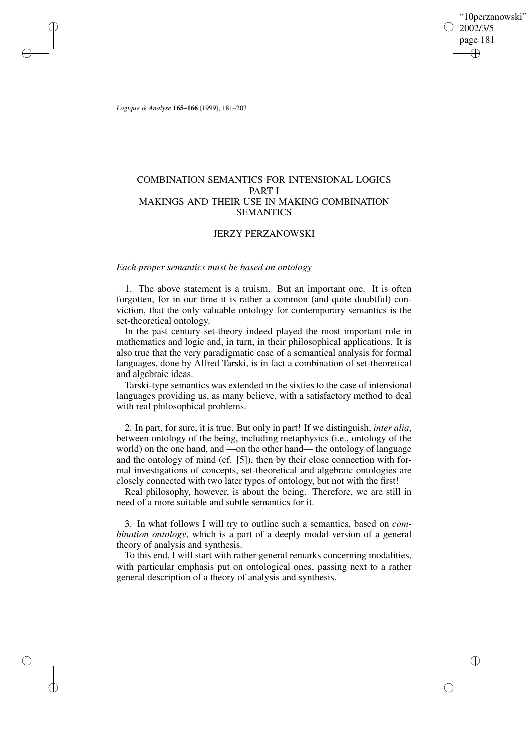# COMBINATION SEMANTICS FOR INTENSIONAL LOGICS
## PART I
## MAKINGS AND THEIR USE IN MAKING COMBINATION SEMANTICS

JERZY PERZANOWSKI

*Each proper semantics must be based on ontology*

1. The above statement is a truism. But an important one. It is often forgotten, for in our time it is rather a common (and quite doubtful) conviction, that the only valuable ontology for contemporary semantics is the set-theoretical ontology.

In the past century set-theory indeed played the most important role in mathematics and logic and, in turn, in their philosophical applications. It is also true that the very paradigmatic case of a semantical analysis for formal languages, done by Alfred Tarski, is in fact a combination of set-theoretical and algebraic ideas.

Tarski-type semantics was extended in the sixties to the case of intensional languages providing us, as many believe, with a satisfactory method to deal with real philosophical problems.

2. In part, for sure, it is true. But only in part! If we distinguish, *inter alia*, between ontology of the being, including metaphysics (i.e., ontology of the world) on the one hand, and —on the other hand— the ontology of language and the ontology of mind (cf. [5]), then by their close connection with formal investigations of concepts, set-theoretical and algebraic ontologies are closely connected with two later types of ontology, but not with the first!

Real philosophy, however, is about the being. Therefore, we are still in need of a more suitable and subtle semantics for it.

3. In what follows I will try to outline such a semantics, based on *combination ontology*, which is a part of a deeply modal version of a general theory of analysis and synthesis.

To this end, I will start with rather general remarks concerning modalities, with particular emphasis put on ontological ones, passing next to a rather general description of a theory of analysis and synthesis.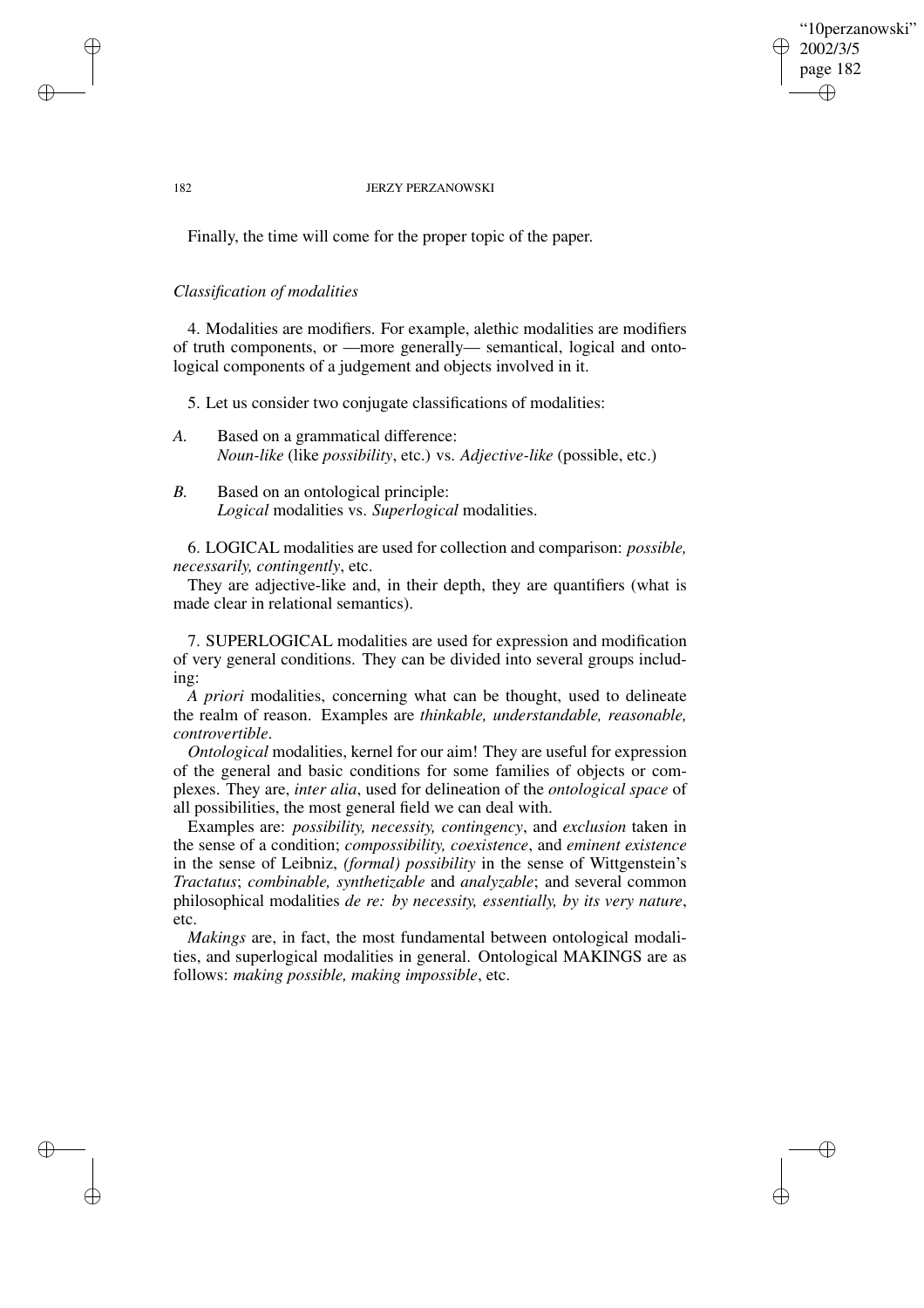Finally, the time will come for the proper topic of the paper.

*Classification of modalities*

4. Modalities are modifiers. For example, alethic modalities are modifiers of truth components, or —more generally— semantical, logical and ontological components of a judgement and objects involved in it.

5. Let us consider two conjugate classifications of modalities:

*A.* Based on a grammatical difference:
*Noun-like* (like *possibility*, etc.) vs. *Adjective-like* (possible, etc.)

*B.* Based on an ontological principle:
*Logical* modalities vs. *Superlogical* modalities.

6. LOGICAL modalities are used for collection and comparison: *possible, necessarily, contingently*, etc.

They are adjective-like and, in their depth, they are quantifiers (what is made clear in relational semantics).

7. SUPERLOGICAL modalities are used for expression and modification of very general conditions. They can be divided into several groups including:

*A priori* modalities, concerning what can be thought, used to delineate the realm of reason. Examples are *thinkable, understandable, reasonable, controvertible*.

*Ontological* modalities, kernel for our aim! They are useful for expression of the general and basic conditions for some families of objects or complexes. They are, *inter alia*, used for delineation of the *ontological space* of all possibilities, the most general field we can deal with.

Examples are: *possibility, necessity, contingency*, and *exclusion* taken in the sense of a condition; *compossibility, coexistence*, and *eminent existence* in the sense of Leibniz, *(formal) possibility* in the sense of Wittgenstein's *Tractatus*; *combinable, synthetizable* and *analyzable*; and several common philosophical modalities *de re: by necessity, essentially, by its very nature*, etc.

*Makings* are, in fact, the most fundamental between ontological modalities, and superlogical modalities in general. Ontological MAKINGS are as follows: *making possible, making impossible*, etc.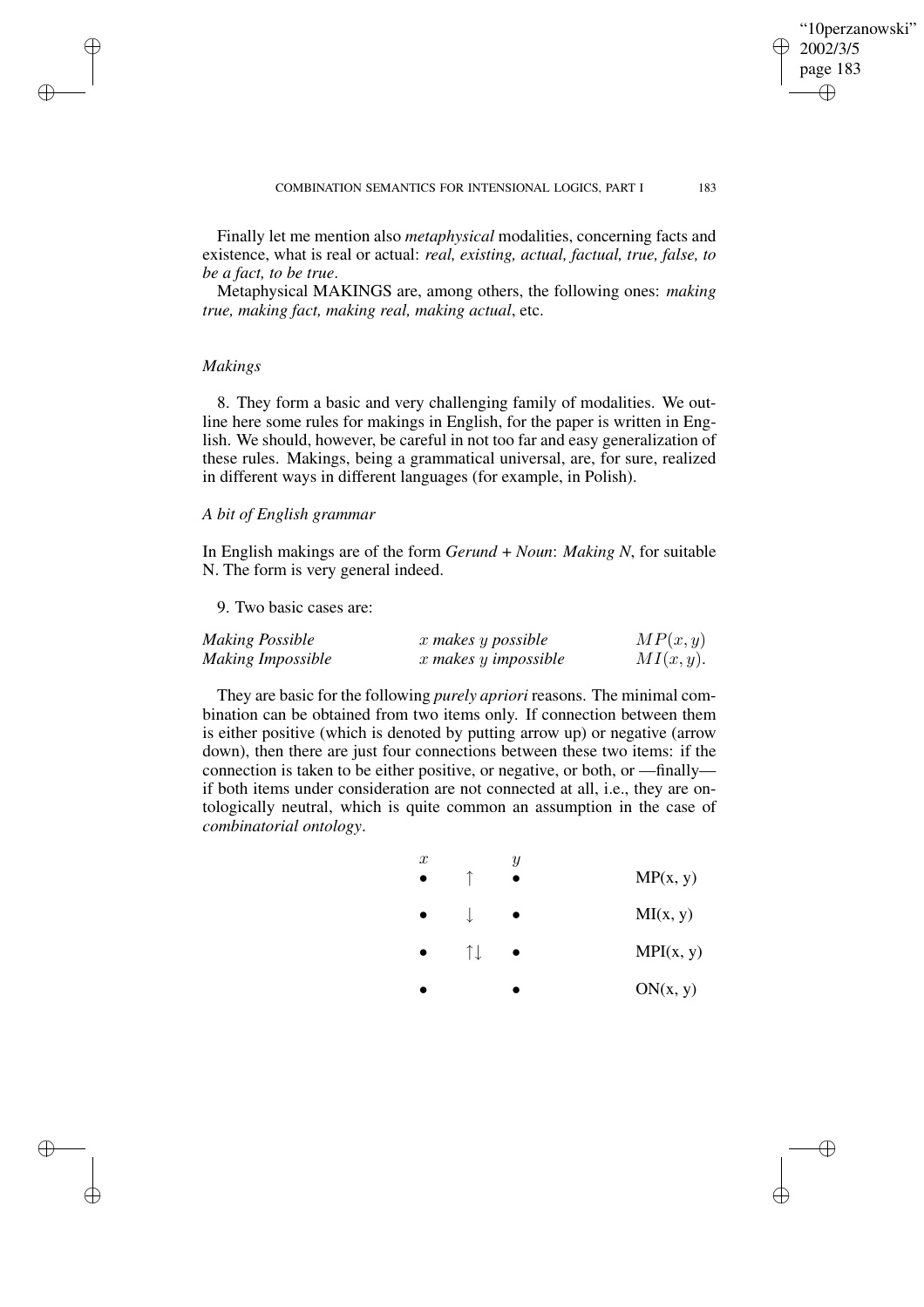Finally let me mention also *metaphysical* modalities, concerning facts and existence, what is real or actual: *real, existing, actual, factual, true, false, to be a fact, to be true*.

Metaphysical MAKINGS are, among others, the following ones: *making true, making fact, making real, making actual*, etc.

### *Makings*

8. They form a basic and very challenging family of modalities. We outline here some rules for makings in English, for the paper is written in English. We should, however, be careful in not too far and easy generalization of these rules. Makings, being a grammatical universal, are, for sure, realized in different ways in different languages (for example, in Polish).

### *A bit of English grammar*

In English makings are of the form *Gerund + Noun*: *Making N*, for suitable N. The form is very general indeed.

9. Two basic cases are:

| | | |
|---|---|---|
| *Making Possible* | $x$ *makes* $y$ *possible* | $MP(x, y)$ |
| *Making Impossible* | $x$ *makes* $y$ *impossible* | $MI(x, y)$. |

They are basic for the following *purely apriori* reasons. The minimal combination can be obtained from two items only. If connection between them is either positive (which is denoted by putting arrow up) or negative (arrow down), then there are just four connections between these two items: if the connection is taken to be either positive, or negative, or both, or —finally— if both items under consideration are not connected at all, i.e., they are ontologically neutral, which is quite common an assumption in the case of *combinatorial ontology*.

| $x$ | | $y$ | |
|---|---|---|---|
| • | $\uparrow$ | • | MP(x, y) |
| • | $\downarrow$ | • | MI(x, y) |
| • | $\uparrow\downarrow$ | • | MPI(x, y) |
| • | | • | ON(x, y) |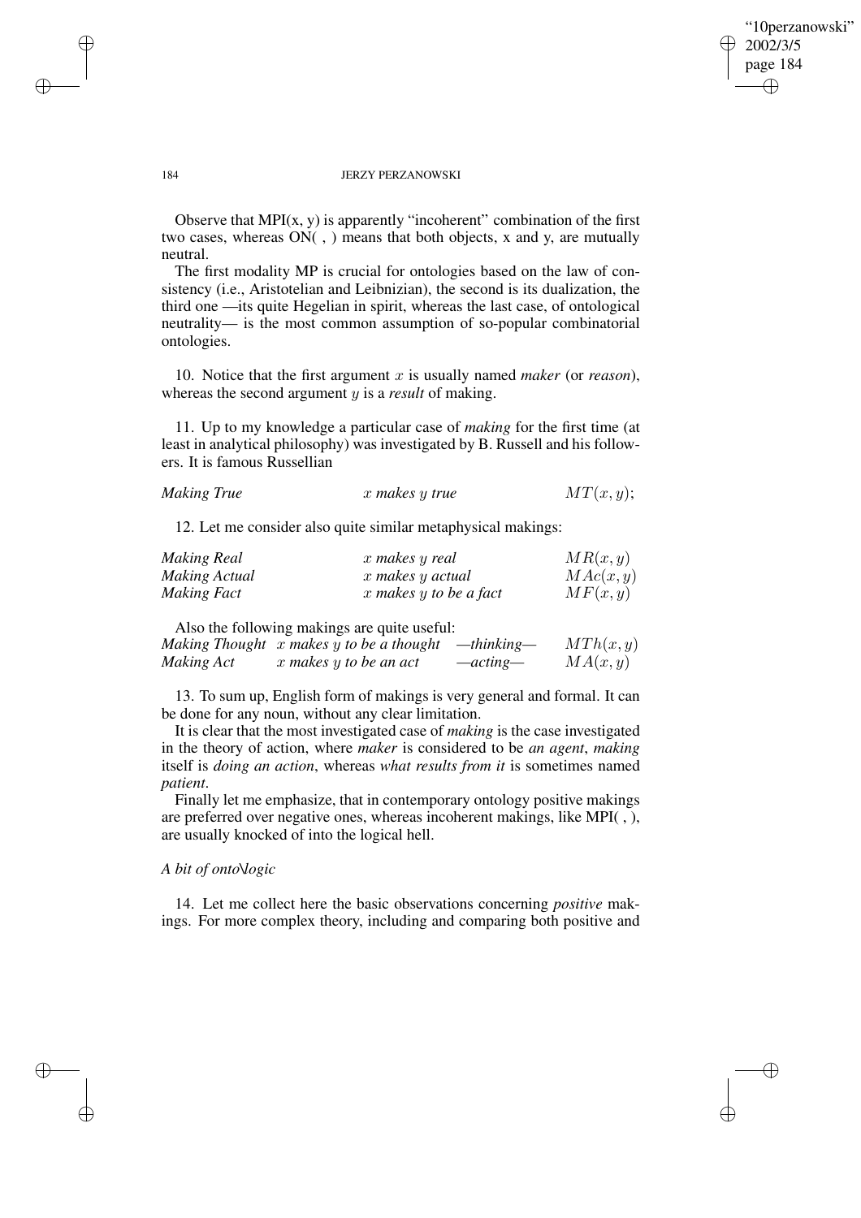Observe that MPI(x, y) is apparently "incoherent" combination of the first two cases, whereas ON( , ) means that both objects, x and y, are mutually neutral.

The first modality MP is crucial for ontologies based on the law of consistency (i.e., Aristotelian and Leibnizian), the second is its dualization, the third one —its quite Hegelian in spirit, whereas the last case, of ontological neutrality— is the most common assumption of so-popular combinatorial ontologies.

10. Notice that the first argument $x$ is usually named *maker* (or *reason*), whereas the second argument $y$ is a *result* of making.

11. Up to my knowledge a particular case of *making* for the first time (at least in analytical philosophy) was investigated by B. Russell and his followers. It is famous Russellian

| | | |
|---|---|---|
| *Making True* | $x$ *makes* $y$ *true* | $MT(x, y)$; |

12. Let me consider also quite similar metaphysical makings:

| | | |
|---|---|---|
| *Making Real* | $x$ *makes* $y$ *real* | $MR(x, y)$ |
| *Making Actual* | $x$ *makes* $y$ *actual* | $MAc(x, y)$ |
| *Making Fact* | $x$ *makes* $y$ *to be a fact* | $MF(x, y)$ |

Also the following makings are quite useful:

| | | | |
|---|---|---|---|
| *Making Thought* | $x$ *makes* $y$ *to be a thought* | *—thinking—* | $MTh(x, y)$ |
| *Making Act* | $x$ *makes* $y$ *to be an act* | *—acting—* | $MA(x, y)$ |

13. To sum up, English form of makings is very general and formal. It can be done for any noun, without any clear limitation.

It is clear that the most investigated case of *making* is the case investigated in the theory of action, where *maker* is considered to be *an agent*, *making* itself is *doing an action*, whereas *what results from it* is sometimes named *patient*.

Finally let me emphasize, that in contemporary ontology positive makings are preferred over negative ones, whereas incoherent makings, like MPI( , ), are usually knocked of into the logical hell.

*A bit of onto\logic*

14. Let me collect here the basic observations concerning *positive* makings. For more complex theory, including and comparing both positive and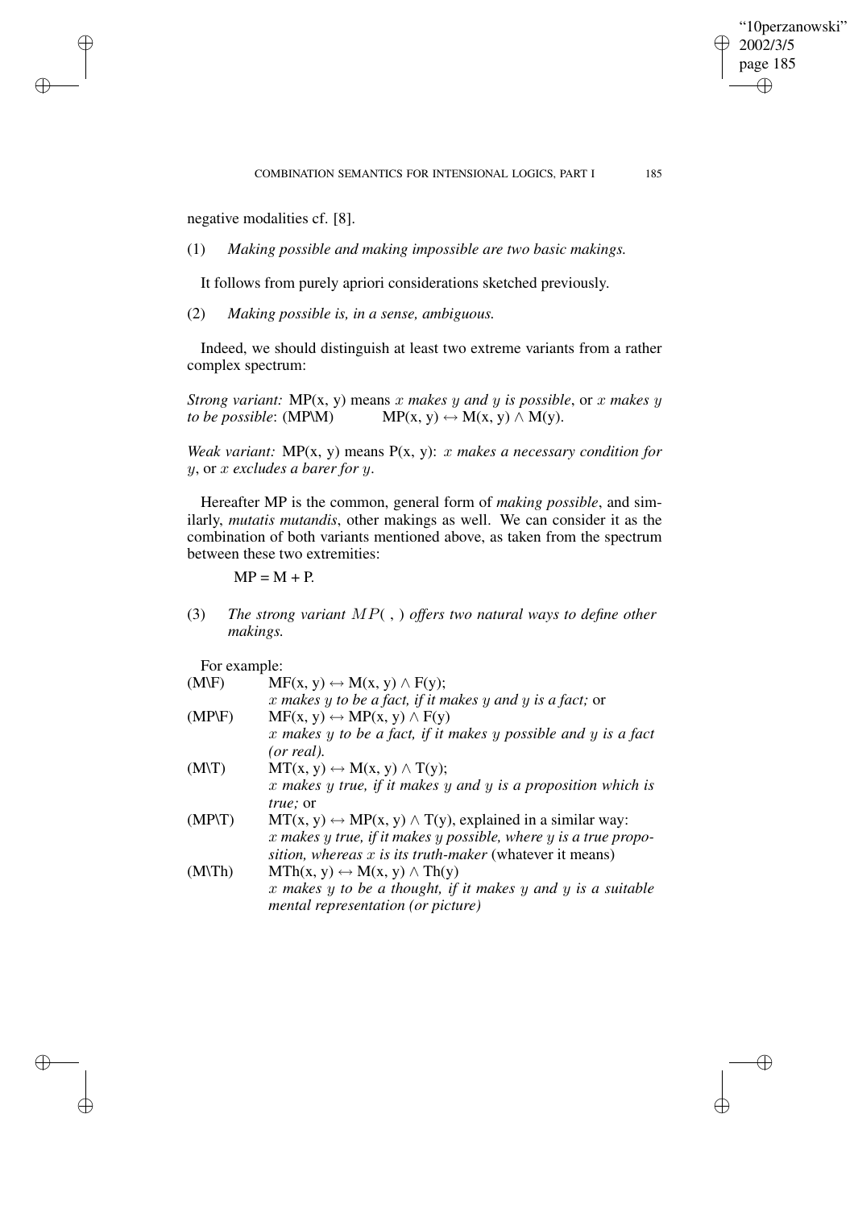negative modalities cf. [8].

(1) *Making possible and making impossible are two basic makings.*

It follows from purely apriori considerations sketched previously.

(2) *Making possible is, in a sense, ambiguous.*

Indeed, we should distinguish at least two extreme variants from a rather complex spectrum:

*Strong variant:* MP(x, y) means *$x$ makes $y$ and $y$ is possible*, or *$x$ makes $y$ to be possible*: (MP\M) $\quad$ MP(x, y) $\leftrightarrow$ M(x, y) $\wedge$ M(y).

*Weak variant:* MP(x, y) means P(x, y): *$x$ makes a necessary condition for $y$*, or *$x$ excludes a barer for $y$*.

Hereafter MP is the common, general form of *making possible*, and similarly, *mutatis mutandis*, other makings as well. We can consider it as the combination of both variants mentioned above, as taken from the spectrum between these two extremities:

$$\text{MP} = \text{M} + \text{P}.$$

(3) *The strong variant $MP( \, , \, )$ offers two natural ways to define other makings.*

For example:

(M\F) MF(x, y) $\leftrightarrow$ M(x, y) $\wedge$ F(y);
*$x$ makes $y$ to be a fact, if it makes $y$ and $y$ is a fact;* or

(MP\F) MF(x, y) $\leftrightarrow$ MP(x, y) $\wedge$ F(y)
*$x$ makes $y$ to be a fact, if it makes $y$ possible and $y$ is a fact (or real).*

(M\T) MT(x, y) $\leftrightarrow$ M(x, y) $\wedge$ T(y);
*$x$ makes $y$ true, if it makes $y$ and $y$ is a proposition which is true;* or

(MP\T) MT(x, y) $\leftrightarrow$ MP(x, y) $\wedge$ T(y), explained in a similar way:
*$x$ makes $y$ true, if it makes $y$ possible, where $y$ is a true proposition, whereas $x$ is its truth-maker* (whatever it means)

(M\Th) MTh(x, y) $\leftrightarrow$ M(x, y) $\wedge$ Th(y)
*$x$ makes $y$ to be a thought, if it makes $y$ and $y$ is a suitable mental representation (or picture)*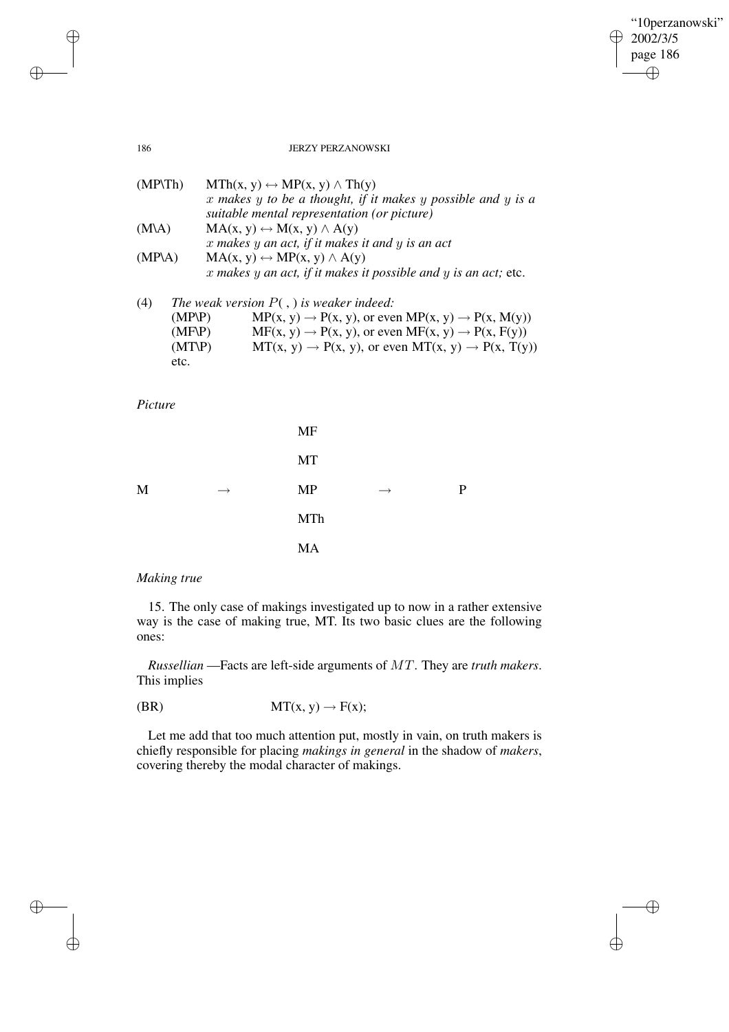(MP\Th) $MTh(x, y) \leftrightarrow MP(x, y) \wedge Th(y)$
*x makes y to be a thought, if it makes y possible and y is a suitable mental representation (or picture)*

(M\A) $MA(x, y) \leftrightarrow M(x, y) \wedge A(y)$
*x makes y an act, if it makes it and y is an act*

(MP\A) $MA(x, y) \leftrightarrow MP(x, y) \wedge A(y)$
*x makes y an act, if it makes it possible and y is an act;* etc.

(4) *The weak version $P(\ ,\ )$ is weaker indeed:*

(MP\P) $MP(x, y) \rightarrow P(x, y)$, or even $MP(x, y) \rightarrow P(x, M(y))$

(MF\P) $MF(x, y) \rightarrow P(x, y)$, or even $MF(x, y) \rightarrow P(x, F(y))$

(MT\P) $MT(x, y) \rightarrow P(x, y)$, or even $MT(x, y) \rightarrow P(x, T(y))$

etc.

*Picture*

```
                    MF

                    MT

M        →          MP        →        P

                    MTh

                    MA
```

*Making true*

15. The only case of makings investigated up to now in a rather extensive way is the case of making true, MT. Its two basic clues are the following ones:

*Russellian* —Facts are left-side arguments of $MT$. They are *truth makers*. This implies

(BR) $MT(x, y) \rightarrow F(x);$

Let me add that too much attention put, mostly in vain, on truth makers is chiefly responsible for placing *makings in general* in the shadow of *makers*, covering thereby the modal character of makings.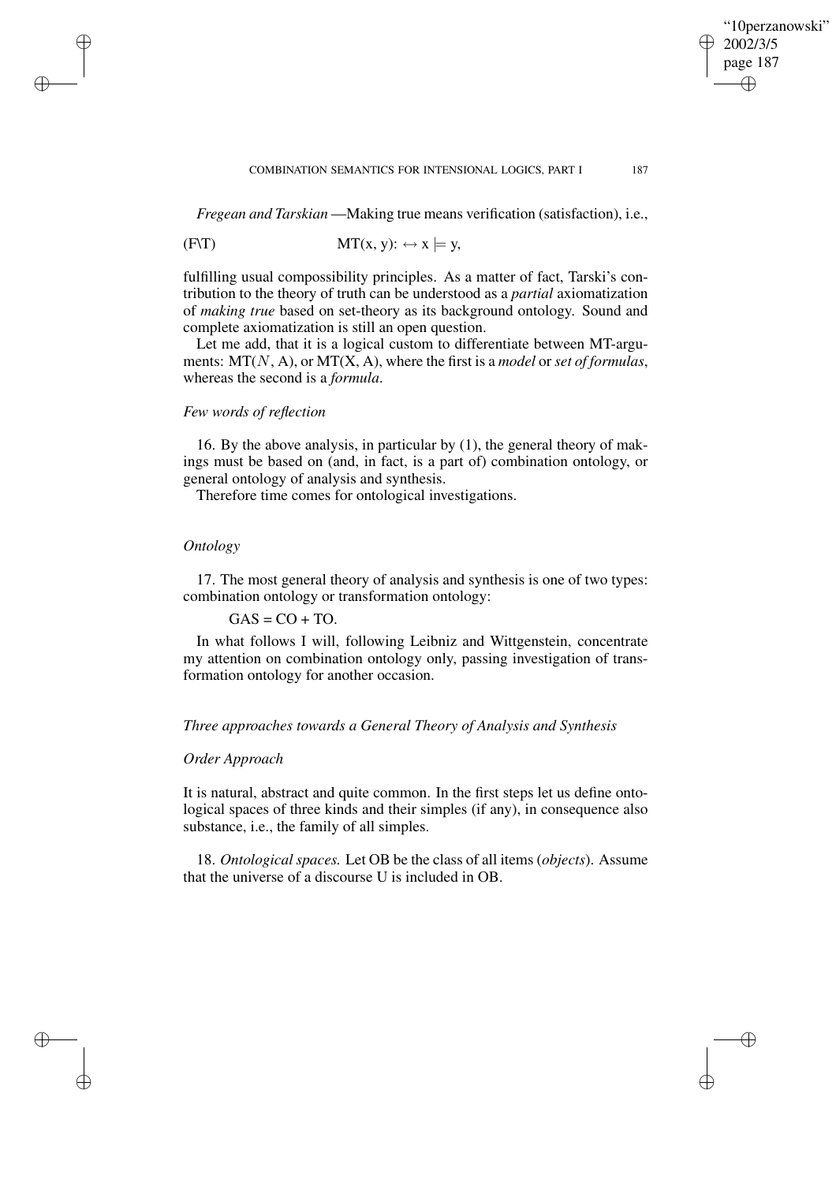*Fregean and Tarskian* —Making true means verification (satisfaction), i.e.,

(F\T) $\quad\quad\quad\quad\quad\quad \mathrm{MT}(x, y){:} \leftrightarrow x \models y,$

fulfilling usual compossibility principles. As a matter of fact, Tarski's contribution to the theory of truth can be understood as a *partial* axiomatization of *making true* based on set-theory as its background ontology. Sound and complete axiomatization is still an open question.

Let me add, that it is a logical custom to differentiate between MT-arguments: MT($N$, A), or MT(X, A), where the first is a *model* or *set of formulas*, whereas the second is a *formula*.

*Few words of reflection*

16. By the above analysis, in particular by (1), the general theory of makings must be based on (and, in fact, is a part of) combination ontology, or general ontology of analysis and synthesis.

Therefore time comes for ontological investigations.

*Ontology*

17. The most general theory of analysis and synthesis is one of two types: combination ontology or transformation ontology:

GAS = CO + TO.

In what follows I will, following Leibniz and Wittgenstein, concentrate my attention on combination ontology only, passing investigation of transformation ontology for another occasion.

*Three approaches towards a General Theory of Analysis and Synthesis*

*Order Approach*

It is natural, abstract and quite common. In the first steps let us define ontological spaces of three kinds and their simples (if any), in consequence also substance, i.e., the family of all simples.

18. *Ontological spaces.* Let OB be the class of all items (*objects*). Assume that the universe of a discourse U is included in OB.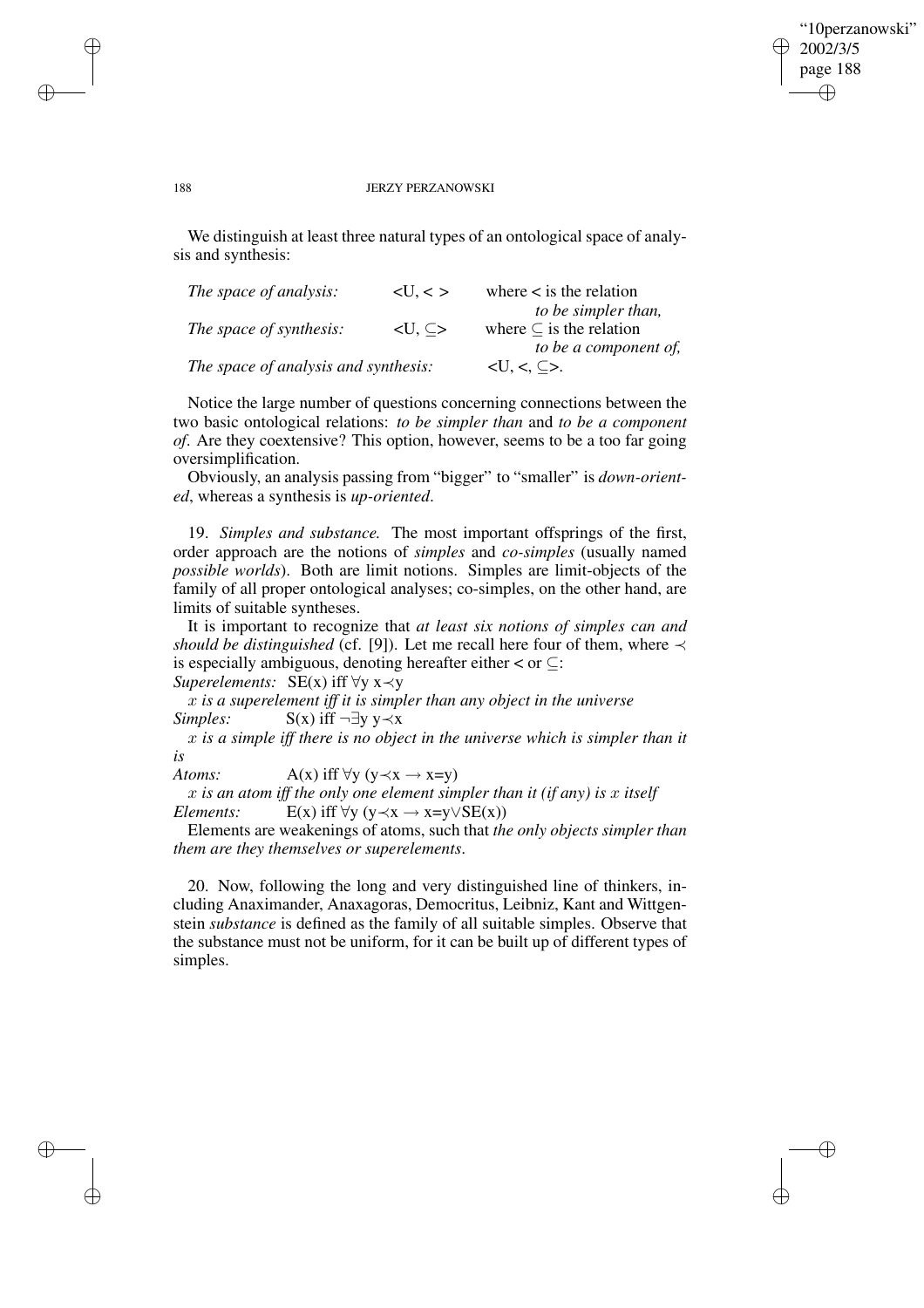We distinguish at least three natural types of an ontological space of analysis and synthesis:

| | | |
|---|---|---|
| *The space of analysis:* | $<U, <>$ | where $<$ is the relation *to be simpler than,* |
| *The space of synthesis:* | $<U, \subseteq>$ | where $\subseteq$ is the relation *to be a component of,* |
| *The space of analysis and synthesis:* | | $<U, <, \subseteq>$. |

Notice the large number of questions concerning connections between the two basic ontological relations: *to be simpler than* and *to be a component of*. Are they coextensive? This option, however, seems to be a too far going oversimplification.

Obviously, an analysis passing from "bigger" to "smaller" is *down-oriented*, whereas a synthesis is *up-oriented*.

19. *Simples and substance.* The most important offsprings of the first, order approach are the notions of *simples* and *co-simples* (usually named *possible worlds*). Both are limit notions. Simples are limit-objects of the family of all proper ontological analyses; co-simples, on the other hand, are limits of suitable syntheses.

It is important to recognize that *at least six notions of simples can and should be distinguished* (cf. [9]). Let me recall here four of them, where $\prec$ is especially ambiguous, denoting hereafter either $<$ or $\subseteq$:

*Superelements:* $SE(x)$ iff $\forall y\ x \prec y$

*$x$ is a superelement iff it is simpler than any object in the universe*

*Simples:* $S(x)$ iff $\neg\exists y\ y \prec x$

*$x$ is a simple iff there is no object in the universe which is simpler than it is*

*Atoms:* $A(x)$ iff $\forall y\ (y \prec x \rightarrow x = y)$

*$x$ is an atom iff the only one element simpler than it (if any) is $x$ itself*

*Elements:* $E(x)$ iff $\forall y\ (y \prec x \rightarrow x = y \vee SE(x))$

Elements are weakenings of atoms, such that *the only objects simpler than them are they themselves or superelements*.

20. Now, following the long and very distinguished line of thinkers, including Anaximander, Anaxagoras, Democritus, Leibniz, Kant and Wittgenstein *substance* is defined as the family of all suitable simples. Observe that the substance must not be uniform, for it can be built up of different types of simples.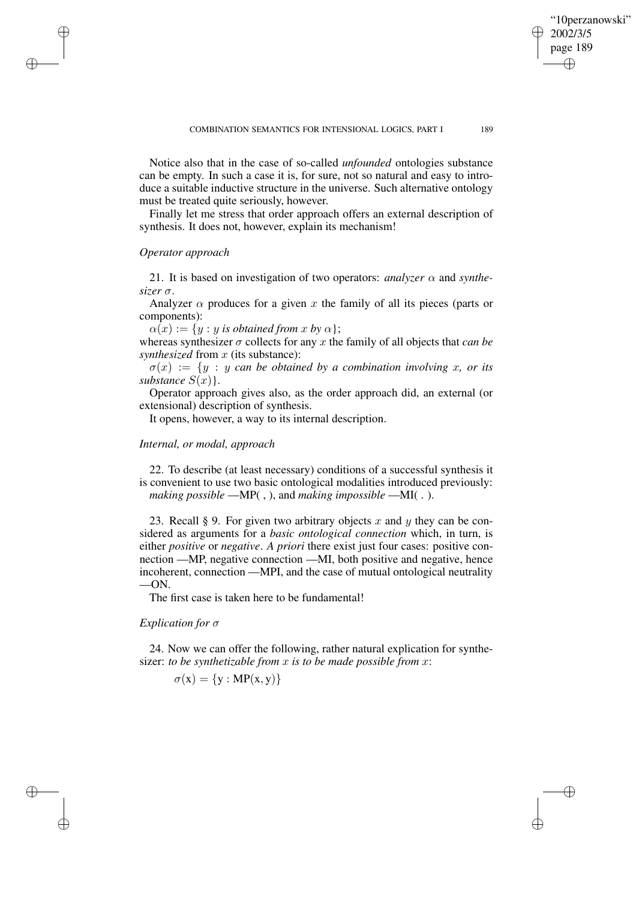Notice also that in the case of so-called *unfounded* ontologies substance can be empty. In such a case it is, for sure, not so natural and easy to introduce a suitable inductive structure in the universe. Such alternative ontology must be treated quite seriously, however.

Finally let me stress that order approach offers an external description of synthesis. It does not, however, explain its mechanism!

*Operator approach*

21. It is based on investigation of two operators: *analyzer* $\alpha$ and *synthesizer* $\sigma$.

Analyzer $\alpha$ produces for a given $x$ the family of all its pieces (parts or components):

$\alpha(x) := \{y : y \textit{ is obtained from } x \textit{ by } \alpha\}$;

whereas synthesizer $\sigma$ collects for any $x$ the family of all objects that *can be synthesized* from $x$ (its substance):

$\sigma(x) := \{y : y \textit{ can be obtained by a combination involving } x, \textit{ or its substance } S(x)\}$.

Operator approach gives also, as the order approach did, an external (or extensional) description of synthesis.

It opens, however, a way to its internal description.

*Internal, or modal, approach*

22. To describe (at least necessary) conditions of a successful synthesis it is convenient to use two basic ontological modalities introduced previously: *making possible* —MP( , ), and *making impossible* —MI( . ).

23. Recall § 9. For given two arbitrary objects $x$ and $y$ they can be considered as arguments for a *basic ontological connection* which, in turn, is either *positive* or *negative*. *A priori* there exist just four cases: positive connection —MP, negative connection —MI, both positive and negative, hence incoherent, connection —MPI, and the case of mutual ontological neutrality —ON.

The first case is taken here to be fundamental!

*Explication for* $\sigma$

24. Now we can offer the following, rather natural explication for synthesizer: *to be synthetizable from* $x$ *is to be made possible from* $x$:

$$\sigma(\mathrm{x}) = \{\mathrm{y} : \mathrm{MP}(\mathrm{x}, \mathrm{y})\}$$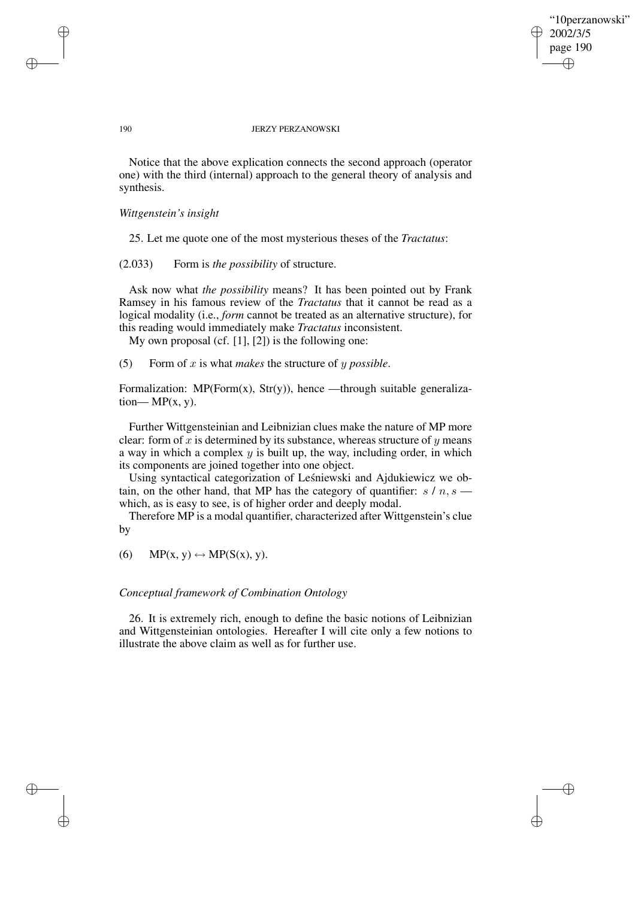Notice that the above explication connects the second approach (operator one) with the third (internal) approach to the general theory of analysis and synthesis.

*Wittgenstein's insight*

25. Let me quote one of the most mysterious theses of the *Tractatus*:

(2.033) Form is *the possibility* of structure.

Ask now what *the possibility* means? It has been pointed out by Frank Ramsey in his famous review of the *Tractatus* that it cannot be read as a logical modality (i.e., *form* cannot be treated as an alternative structure), for this reading would immediately make *Tractatus* inconsistent.

My own proposal (cf. [1], [2]) is the following one:

(5) Form of $x$ is what *makes* the structure of $y$ *possible*.

Formalization: MP(Form(x), Str(y)), hence —through suitable generalization— MP(x, y).

Further Wittgensteinian and Leibnizian clues make the nature of MP more clear: form of $x$ is determined by its substance, whereas structure of $y$ means a way in which a complex $y$ is built up, the way, including order, in which its components are joined together into one object.

Using syntactical categorization of Leśniewski and Ajdukiewicz we obtain, on the other hand, that MP has the category of quantifier: $s$ / $n, s$ — which, as is easy to see, is of higher order and deeply modal.

Therefore MP is a modal quantifier, characterized after Wittgenstein's clue by

(6) MP(x, y) $\leftrightarrow$ MP(S(x), y).

*Conceptual framework of Combination Ontology*

26. It is extremely rich, enough to define the basic notions of Leibnizian and Wittgensteinian ontologies. Hereafter I will cite only a few notions to illustrate the above claim as well as for further use.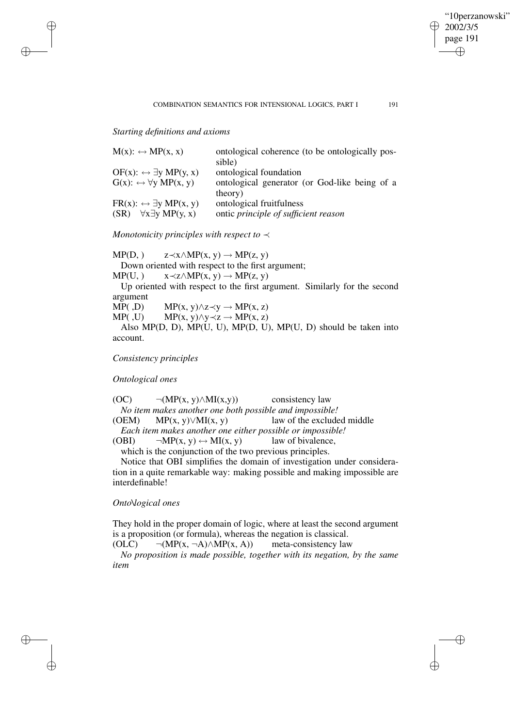*Starting definitions and axioms*

| | |
|---|---|
| $M(x): \leftrightarrow MP(x, x)$ | ontological coherence (to be ontologically possible) |
| $OF(x): \leftrightarrow \exists y\, MP(y, x)$ | ontological foundation |
| $G(x): \leftrightarrow \forall y\, MP(x, y)$ | ontological generator (or God-like being of a theory) |
| $FR(x): \leftrightarrow \exists y\, MP(x, y)$ | ontological fruitfulness |
| (SR) $\forall x \exists y\, MP(y, x)$ | ontic *principle of sufficient reason* |

*Monotonicity principles with respect to* $\prec$

MP(D, ) $\quad z \prec x \wedge MP(x, y) \rightarrow MP(z, y)$

Down oriented with respect to the first argument;

MP(U, ) $\quad x \prec z \wedge MP(x, y) \rightarrow MP(z, y)$

Up oriented with respect to the first argument. Similarly for the second argument

MP( ,D) $\quad MP(x, y) \wedge z \prec y \rightarrow MP(x, z)$

MP( ,U) $\quad MP(x, y) \wedge y \prec z \rightarrow MP(x, z)$

Also MP(D, D), MP(U, U), MP(D, U), MP(U, D) should be taken into account.

*Consistency principles*

*Ontological ones*

(OC) $\quad \neg(MP(x, y) \wedge MI(x,y))$ $\quad$ consistency law

*No item makes another one both possible and impossible!*

(OEM) $\quad MP(x, y) \vee MI(x, y)$ $\quad$ law of the excluded middle

*Each item makes another one either possible or impossible!*

(OBI) $\quad \neg MP(x, y) \leftrightarrow MI(x, y)$ $\quad$ law of bivalence,

which is the conjunction of the two previous principles.

Notice that OBI simplifies the domain of investigation under consideration in a quite remarkable way: making possible and making impossible are interdefinable!

*Onto\logical ones*

They hold in the proper domain of logic, where at least the second argument is a proposition (or formula), whereas the negation is classical.

(OLC) $\quad \neg(MP(x, \neg A) \wedge MP(x, A))$ $\quad$ meta-consistency law

*No proposition is made possible, together with its negation, by the same item*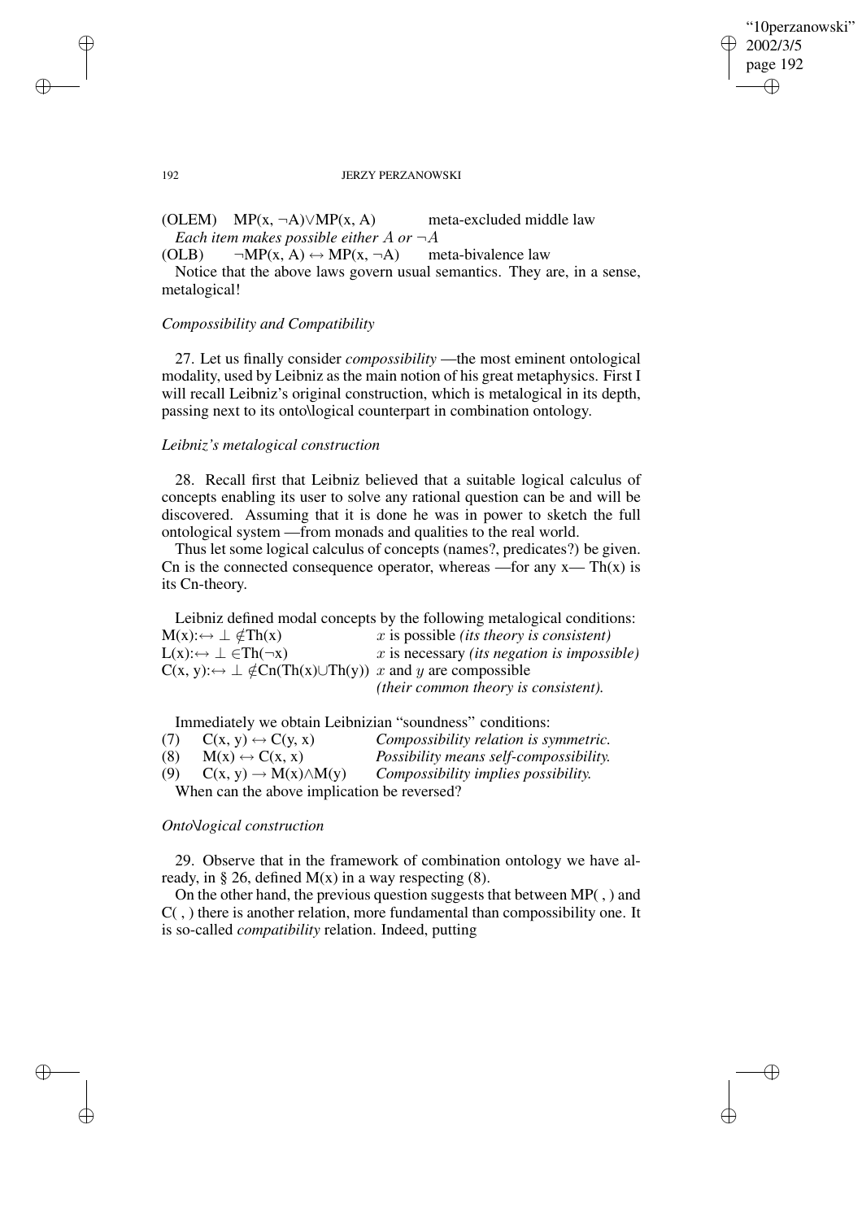(OLEM) $\quad MP(x, \neg A) \vee MP(x, A)$ meta-excluded middle law

*Each item makes possible either $A$ or $\neg A$*

(OLB) $\quad \neg MP(x, A) \leftrightarrow MP(x, \neg A)$ meta-bivalence law

Notice that the above laws govern usual semantics. They are, in a sense, metalogical!

*Compossibility and Compatibility*

27. Let us finally consider *compossibility* —the most eminent ontological modality, used by Leibniz as the main notion of his great metaphysics. First I will recall Leibniz's original construction, which is metalogical in its depth, passing next to its onto\logical counterpart in combination ontology.

*Leibniz's metalogical construction*

28. Recall first that Leibniz believed that a suitable logical calculus of concepts enabling its user to solve any rational question can be and will be discovered. Assuming that it is done he was in power to sketch the full ontological system —from monads and qualities to the real world.

Thus let some logical calculus of concepts (names?, predicates?) be given. Cn is the connected consequence operator, whereas —for any x— Th(x) is its Cn-theory.

Leibniz defined modal concepts by the following metalogical conditions:

$M(x) :\leftrightarrow \bot \notin Th(x)$ $\quad$ $x$ is possible *(its theory is consistent)*

$L(x) :\leftrightarrow \bot \in Th(\neg x)$ $\quad$ $x$ is necessary *(its negation is impossible)*

$C(x, y) :\leftrightarrow \bot \notin Cn(Th(x) \cup Th(y))$ $\quad$ $x$ and $y$ are compossible *(their common theory is consistent).*

Immediately we obtain Leibnizian "soundness" conditions:

(7) $\quad C(x, y) \leftrightarrow C(y, x)$ $\quad$ *Compossibility relation is symmetric.*

(8) $\quad M(x) \leftrightarrow C(x, x)$ $\quad$ *Possibility means self-compossibility.*

(9) $\quad C(x, y) \rightarrow M(x) \wedge M(y)$ $\quad$ *Compossibility implies possibility.*

When can the above implication be reversed?

*Onto\logical construction*

29. Observe that in the framework of combination ontology we have already, in § 26, defined M(x) in a way respecting (8).

On the other hand, the previous question suggests that between MP( , ) and C( , ) there is another relation, more fundamental than compossibility one. It is so-called *compatibility* relation. Indeed, putting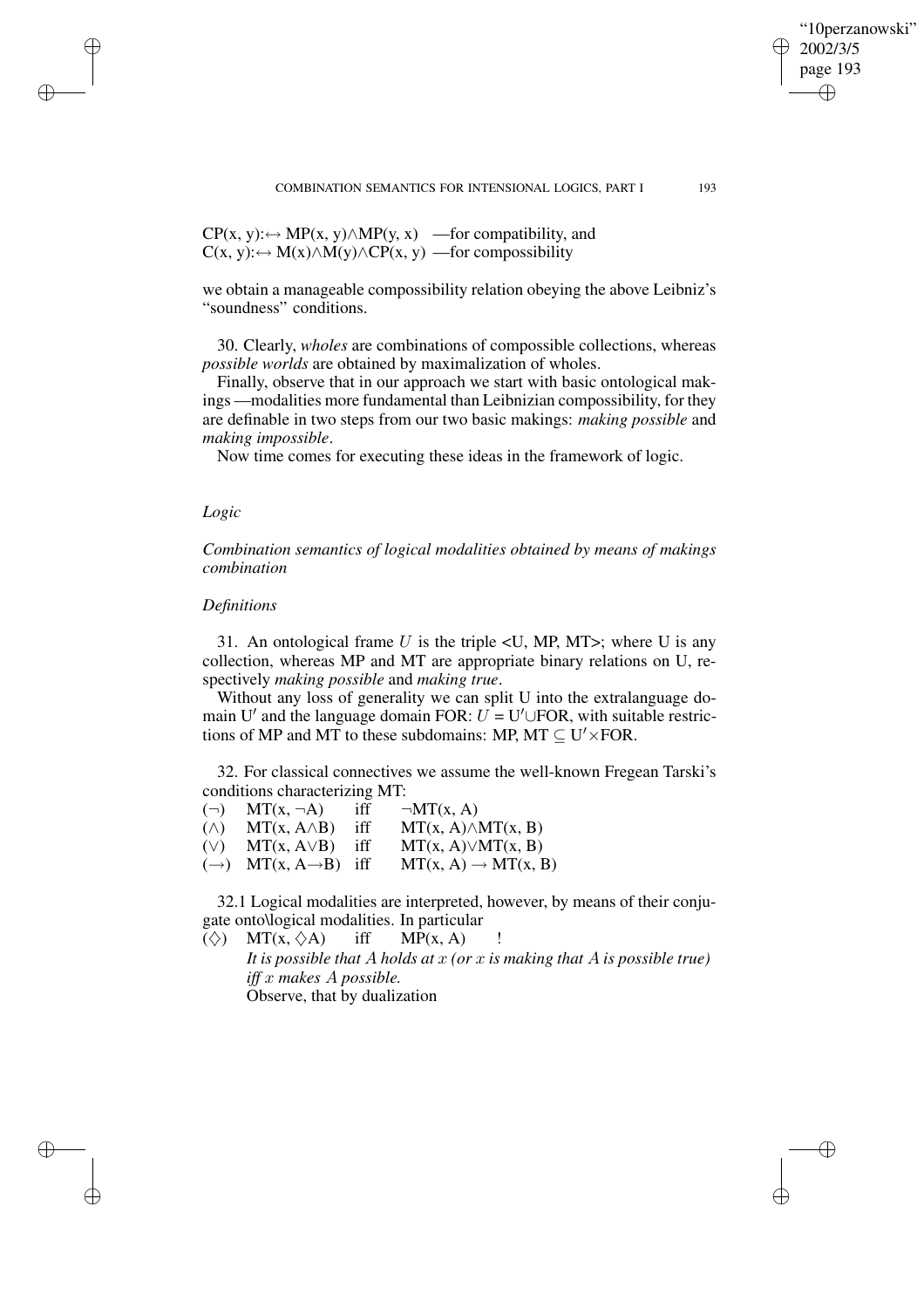$CP(x, y) :\leftrightarrow MP(x, y) \wedge MP(y, x)$ —for compatibility, and
$C(x, y) :\leftrightarrow M(x) \wedge M(y) \wedge CP(x, y)$ —for compossibility

we obtain a manageable compossibility relation obeying the above Leibniz's "soundness" conditions.

30. Clearly, *wholes* are combinations of compossible collections, whereas *possible worlds* are obtained by maximalization of wholes.

Finally, observe that in our approach we start with basic ontological makings —modalities more fundamental than Leibnizian compossibility, for they are definable in two steps from our two basic makings: *making possible* and *making impossible*.

Now time comes for executing these ideas in the framework of logic.

## *Logic*

### *Combination semantics of logical modalities obtained by means of makings combination*

#### *Definitions*

31. An ontological frame $U$ is the triple $<U, MP, MT>$; where U is any collection, whereas MP and MT are appropriate binary relations on U, respectively *making possible* and *making true*.

Without any loss of generality we can split U into the extralanguage domain $U'$ and the language domain FOR: $U = U' \cup FOR$, with suitable restrictions of MP and MT to these subdomains: $MP, MT \subseteq U' \times FOR$.

32. For classical connectives we assume the well-known Fregean Tarski's conditions characterizing MT:

| | | | |
|---|---|---|---|
| $(\neg)$ | $MT(x, \neg A)$ | iff | $\neg MT(x, A)$ |
| $(\wedge)$ | $MT(x, A \wedge B)$ | iff | $MT(x, A) \wedge MT(x, B)$ |
| $(\vee)$ | $MT(x, A \vee B)$ | iff | $MT(x, A) \vee MT(x, B)$ |
| $(\rightarrow)$ | $MT(x, A \rightarrow B)$ | iff | $MT(x, A) \rightarrow MT(x, B)$ |

32.1 Logical modalities are interpreted, however, by means of their conjugate onto\logical modalities. In particular

$(\Diamond)$ $MT(x, \Diamond A)$ iff $MP(x, A)$ !

*It is possible that $A$ holds at $x$ (or $x$ is making that $A$ is possible true) iff $x$ makes $A$ possible.*

Observe, that by dualization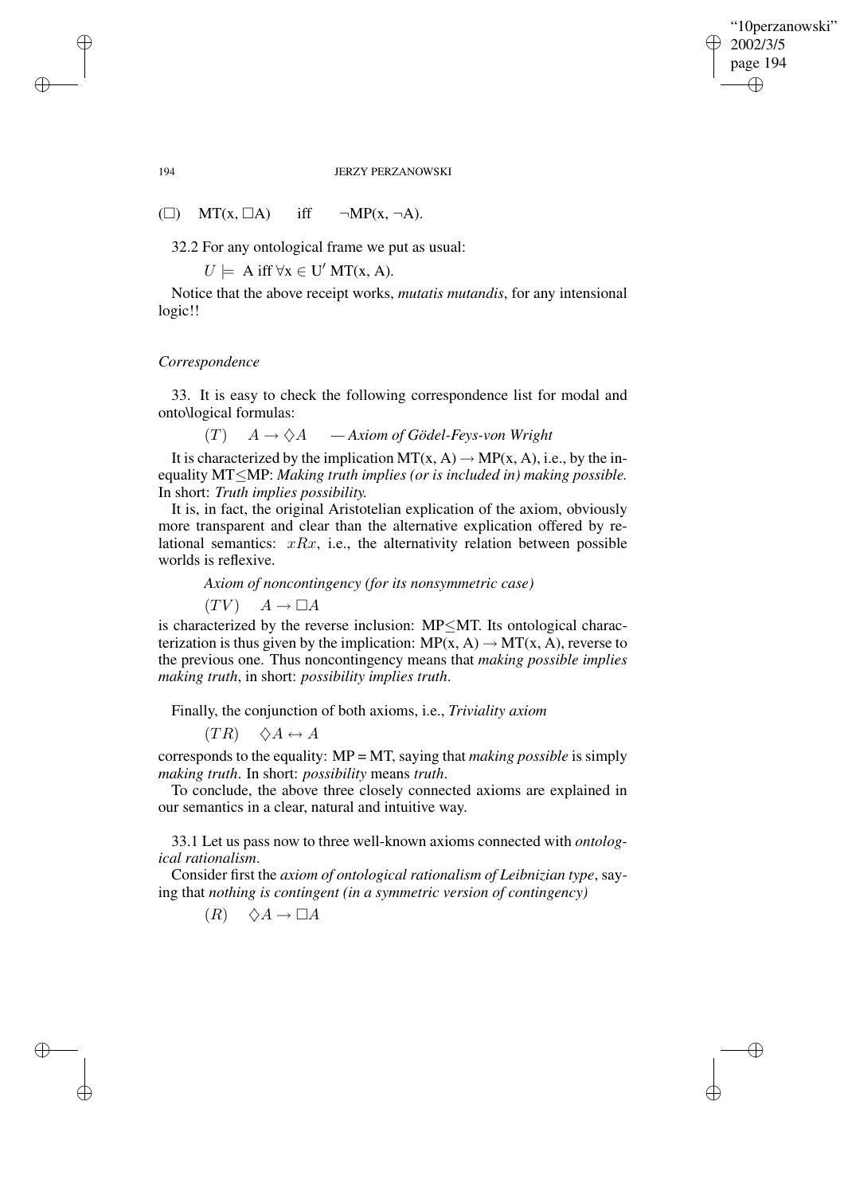$(\Box)$ $\quad$ MT(x, $\Box$A) $\quad$ iff $\quad$ $\neg$MP(x, $\neg$A).

32.2 For any ontological frame we put as usual:

$U \models$ A iff $\forall$x $\in$ U$'$ MT(x, A).

Notice that the above receipt works, *mutatis mutandis*, for any intensional logic!!

### *Correspondence*

33. It is easy to check the following correspondence list for modal and onto\logical formulas:

$(T)\quad A \rightarrow \Diamond A$ $\quad$ *— Axiom of Gödel-Feys-von Wright*

It is characterized by the implication MT(x, A) $\rightarrow$ MP(x, A), i.e., by the inequality MT$\leq$MP: *Making truth implies (or is included in) making possible.* In short: *Truth implies possibility.*

It is, in fact, the original Aristotelian explication of the axiom, obviously more transparent and clear than the alternative explication offered by relational semantics: $xRx$, i.e., the alternativity relation between possible worlds is reflexive.

*Axiom of noncontingency (for its nonsymmetric case)*

$(TV)\quad A \rightarrow \Box A$

is characterized by the reverse inclusion: MP$\leq$MT. Its ontological characterization is thus given by the implication: MP(x, A) $\rightarrow$ MT(x, A), reverse to the previous one. Thus noncontingency means that *making possible implies making truth*, in short: *possibility implies truth*.

Finally, the conjunction of both axioms, i.e., *Triviality axiom*

$(TR)\quad \Diamond A \leftrightarrow A$

corresponds to the equality: MP = MT, saying that *making possible* is simply *making truth*. In short: *possibility* means *truth*.

To conclude, the above three closely connected axioms are explained in our semantics in a clear, natural and intuitive way.

33.1 Let us pass now to three well-known axioms connected with *ontological rationalism*.

Consider first the *axiom of ontological rationalism of Leibnizian type*, saying that *nothing is contingent (in a symmetric version of contingency)*

$(R)\quad \Diamond A \rightarrow \Box A$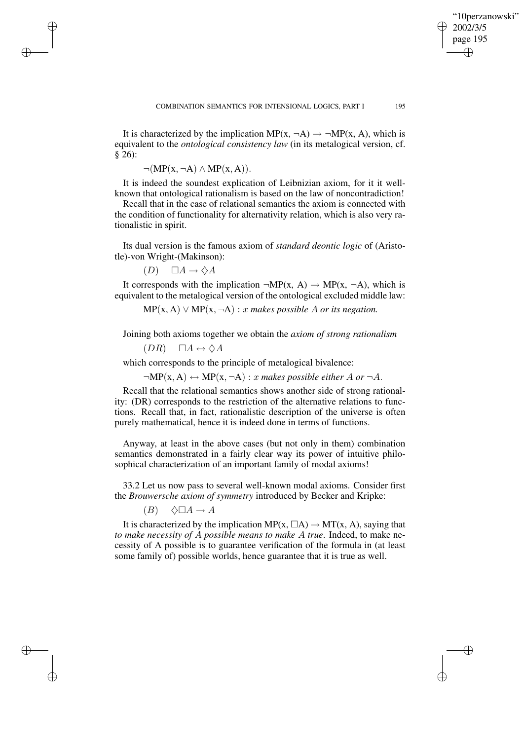It is characterized by the implication $\mathrm{MP}(x, \neg A) \rightarrow \neg\mathrm{MP}(x, A)$, which is equivalent to the *ontological consistency law* (in its metalogical version, cf. § 26):

$$\neg(\mathrm{MP}(x, \neg A) \wedge \mathrm{MP}(x, A)).$$

It is indeed the soundest explication of Leibnizian axiom, for it it well-known that ontological rationalism is based on the law of noncontradiction!

Recall that in the case of relational semantics the axiom is connected with the condition of functionality for alternativity relation, which is also very rationalistic in spirit.

Its dual version is the famous axiom of *standard deontic logic* of (Aristotle)-von Wright-(Makinson):

$$(D) \quad \Box A \rightarrow \Diamond A$$

It corresponds with the implication $\neg\mathrm{MP}(x, A) \rightarrow \mathrm{MP}(x, \neg A)$, which is equivalent to the metalogical version of the ontological excluded middle law:

$\mathrm{MP}(x, A) \vee \mathrm{MP}(x, \neg A)$ : *$x$ makes possible $A$ or its negation.*

Joining both axioms together we obtain the *axiom of strong rationalism*

$$(DR) \quad \Box A \leftrightarrow \Diamond A$$

which corresponds to the principle of metalogical bivalence:

$\neg\mathrm{MP}(x, A) \leftrightarrow \mathrm{MP}(x, \neg A)$ : *$x$ makes possible either $A$ or $\neg A$.*

Recall that the relational semantics shows another side of strong rationality: (DR) corresponds to the restriction of the alternative relations to functions. Recall that, in fact, rationalistic description of the universe is often purely mathematical, hence it is indeed done in terms of functions.

Anyway, at least in the above cases (but not only in them) combination semantics demonstrated in a fairly clear way its power of intuitive philosophical characterization of an important family of modal axioms!

33.2 Let us now pass to several well-known modal axioms. Consider first the *Brouwersche axiom of symmetry* introduced by Becker and Kripke:

$$(B) \quad \Diamond\Box A \rightarrow A$$

It is characterized by the implication $\mathrm{MP}(x, \Box A) \rightarrow \mathrm{MT}(x, A)$, saying that *to make necessity of $A$ possible means to make $A$ true*. Indeed, to make necessity of A possible is to guarantee verification of the formula in (at least some family of) possible worlds, hence guarantee that it is true as well.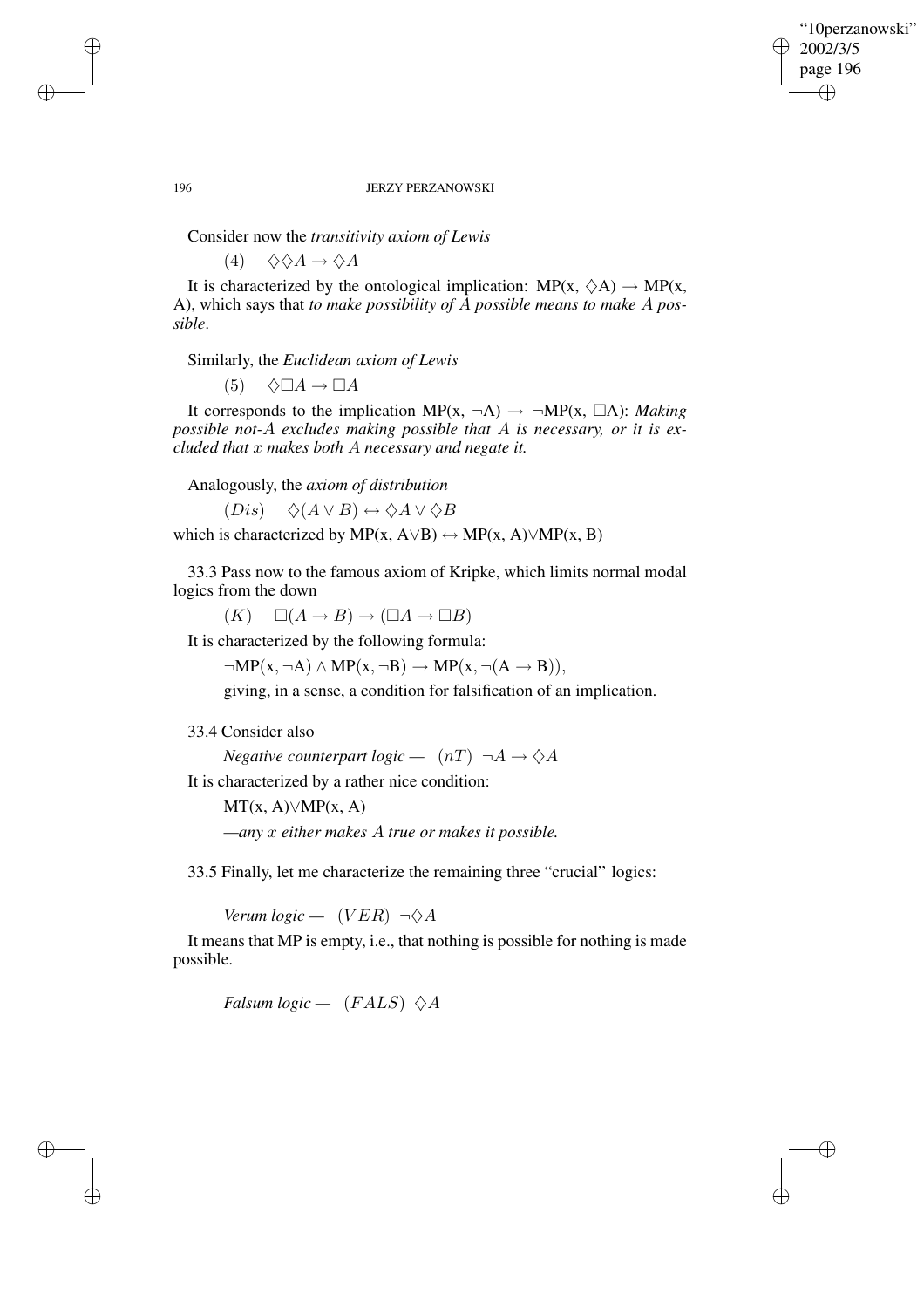Consider now the *transitivity axiom of Lewis*

$$(4) \quad \Diamond\Diamond A \rightarrow \Diamond A$$

It is characterized by the ontological implication: MP(x, $\Diamond$A) $\rightarrow$ MP(x, A), which says that *to make possibility of $A$ possible means to make $A$ possible*.

Similarly, the *Euclidean axiom of Lewis*

$$(5) \quad \Diamond\Box A \rightarrow \Box A$$

It corresponds to the implication MP(x, $\neg$A) $\rightarrow$ $\neg$MP(x, $\Box$A): *Making possible not-$A$ excludes making possible that $A$ is necessary, or it is excluded that $x$ makes both $A$ necessary and negate it.*

Analogously, the *axiom of distribution*

$$(Dis) \quad \Diamond(A \vee B) \leftrightarrow \Diamond A \vee \Diamond B$$

which is characterized by MP(x, A$\vee$B) $\leftrightarrow$ MP(x, A)$\vee$MP(x, B)

33.3 Pass now to the famous axiom of Kripke, which limits normal modal logics from the down

$$(K) \quad \Box(A \rightarrow B) \rightarrow (\Box A \rightarrow \Box B)$$

It is characterized by the following formula:

$$\neg\mathrm{MP}(x, \neg A) \wedge \mathrm{MP}(x, \neg B) \rightarrow \mathrm{MP}(x, \neg(A \rightarrow B)),$$

giving, in a sense, a condition for falsification of an implication.

33.4 Consider also

*Negative counterpart logic* — $(nT)$ $\neg A \rightarrow \Diamond A$

It is characterized by a rather nice condition:

MT(x, A)$\vee$MP(x, A)

—*any $x$ either makes $A$ true or makes it possible.*

33.5 Finally, let me characterize the remaining three "crucial" logics:

*Verum logic* — $(VER)$ $\neg\Diamond A$

It means that MP is empty, i.e., that nothing is possible for nothing is made possible.

*Falsum logic* — $(FALS)$ $\Diamond A$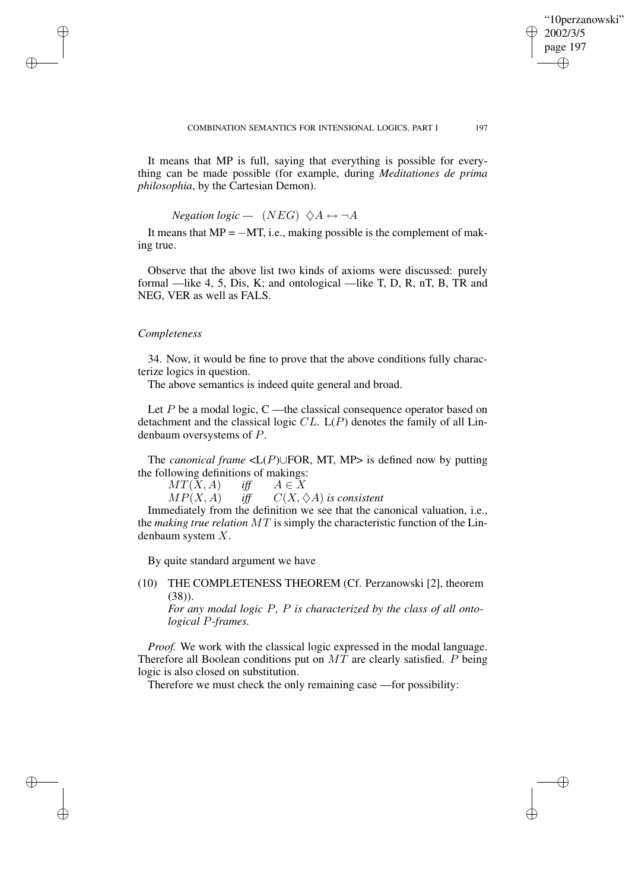It means that MP is full, saying that everything is possible for everything can be made possible (for example, during *Meditationes de prima philosophia*, by the Cartesian Demon).

*Negation logic* — $(NEG)$ $\Diamond A \leftrightarrow \neg A$

It means that MP = $-$MT, i.e., making possible is the complement of making true.

Observe that the above list two kinds of axioms were discussed: purely formal —like 4, 5, Dis, K; and ontological —like T, D, R, nT, B, TR and NEG, VER as well as FALS.

*Completeness*

34. Now, it would be fine to prove that the above conditions fully characterize logics in question.

The above semantics is indeed quite general and broad.

Let $P$ be a modal logic, C —the classical consequence operator based on detachment and the classical logic $CL$. L($P$) denotes the family of all Lindenbaum oversystems of $P$.

The *canonical frame* <L($P$)∪FOR, MT, MP> is defined now by putting the following definitions of makings:

$MT(X, A)$ *iff* $A \in X$

$MP(X, A)$ *iff* $C(X, \Diamond A)$ *is consistent*

Immediately from the definition we see that the canonical valuation, i.e., the *making true relation* $MT$ is simply the characteristic function of the Lindenbaum system $X$.

By quite standard argument we have

(10) THE COMPLETENESS THEOREM (Cf. Perzanowski [2], theorem (38)).
*For any modal logic $P$, $P$ is characterized by the class of all ontological $P$-frames.*

*Proof.* We work with the classical logic expressed in the modal language. Therefore all Boolean conditions put on $MT$ are clearly satisfied. $P$ being logic is also closed on substitution.

Therefore we must check the only remaining case —for possibility: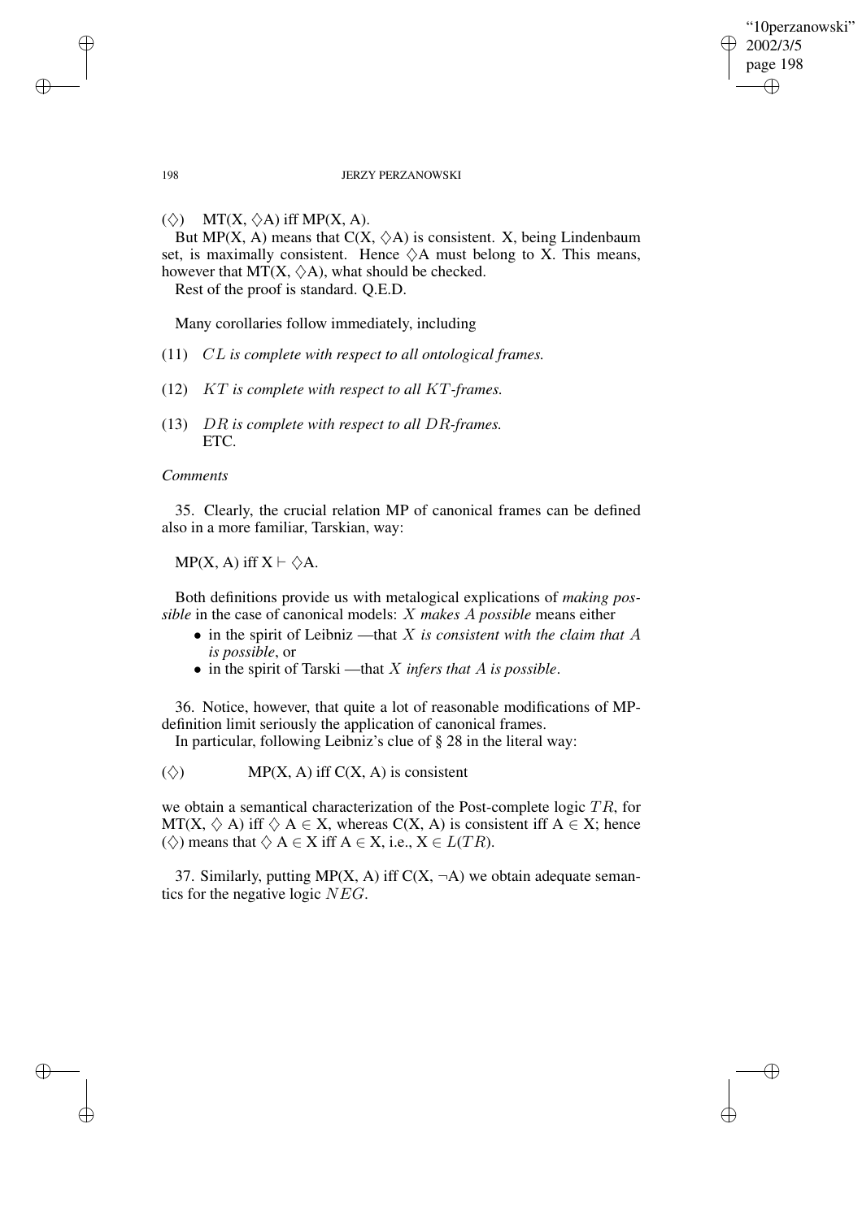($\Diamond$) MT(X, $\Diamond$A) iff MP(X, A).

But MP(X, A) means that C(X, $\Diamond$A) is consistent. X, being Lindenbaum set, is maximally consistent. Hence $\Diamond$A must belong to X. This means, however that MT(X, $\Diamond$A), what should be checked.

Rest of the proof is standard. Q.E.D.

Many corollaries follow immediately, including

(11) *$CL$ is complete with respect to all ontological frames.*

(12) *$KT$ is complete with respect to all $KT$-frames.*

(13) *$DR$ is complete with respect to all $DR$-frames.*
ETC.

*Comments*

35. Clearly, the crucial relation MP of canonical frames can be defined also in a more familiar, Tarskian, way:

MP(X, A) iff X $\vdash$ $\Diamond$A.

Both definitions provide us with metalogical explications of *making possible* in the case of canonical models: *$X$ makes $A$ possible* means either

- in the spirit of Leibniz —that *$X$ is consistent with the claim that $A$ is possible*, or
- in the spirit of Tarski —that *$X$ infers that $A$ is possible*.

36. Notice, however, that quite a lot of reasonable modifications of MP-definition limit seriously the application of canonical frames.

In particular, following Leibniz's clue of § 28 in the literal way:

($\Diamond$) MP(X, A) iff C(X, A) is consistent

we obtain a semantical characterization of the Post-complete logic $TR$, for MT(X, $\Diamond$ A) iff $\Diamond$ A $\in$ X, whereas C(X, A) is consistent iff A $\in$ X; hence ($\Diamond$) means that $\Diamond$ A $\in$ X iff A $\in$ X, i.e., X $\in$ $L(TR)$.

37. Similarly, putting MP(X, A) iff C(X, $\neg$A) we obtain adequate semantics for the negative logic $NEG$.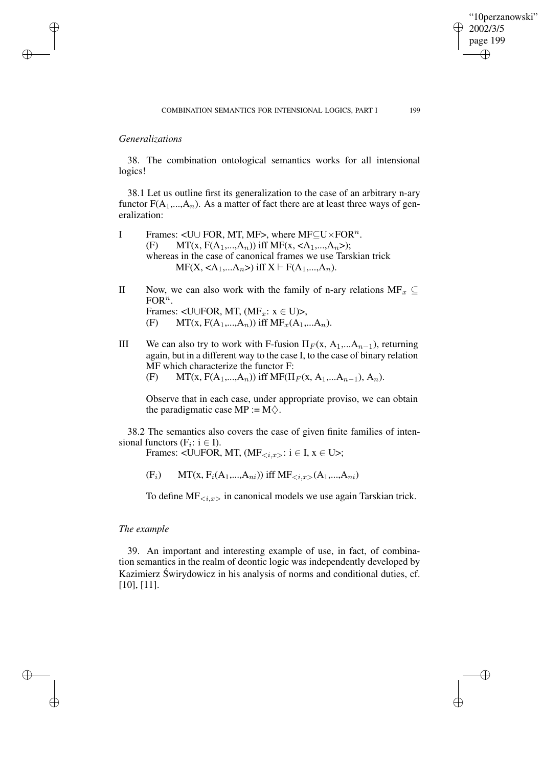*Generalizations*

38. The combination ontological semantics works for all intensional logics!

38.1 Let us outline first its generalization to the case of an arbitrary n-ary functor $F(A_1,...,A_n)$. As a matter of fact there are at least three ways of generalization:

I Frames: $<U \cup FOR, MT, MF>$, where $MF \subseteq U \times FOR^n$.
(F) $MT(x, F(A_1,...,A_n))$ iff $MF(x, <A_1,...,A_n>)$;
whereas in the case of canonical frames we use Tarskian trick
$MF(X, <A_1,...A_n>)$ iff $X \vdash F(A_1,...,A_n)$.

II Now, we can also work with the family of n-ary relations $MF_x \subseteq FOR^n$.
Frames: $<U \cup FOR, MT, (MF_x: x \in U)>$,
(F) $MT(x, F(A_1,...,A_n))$ iff $MF_x(A_1,...A_n)$.

III We can also try to work with F-fusion $\Pi_F(x, A_1,...A_{n-1})$, returning again, but in a different way to the case I, to the case of binary relation MF which characterize the functor F:
(F) $MT(x, F(A_1,...,A_n))$ iff $MF(\Pi_F(x, A_1,...A_{n-1}), A_n)$.

Observe that in each case, under appropriate proviso, we can obtain the paradigmatic case $MP := M\Diamond$.

38.2 The semantics also covers the case of given finite families of intensional functors ($F_i$: $i \in I$).
Frames: $<U \cup FOR, MT, (MF_{<i,x>}: i \in I, x \in U>$;

($F_i$) $MT(x, F_i(A_1,...,A_{ni}))$ iff $MF_{<i,x>}(A_1,...,A_{ni})$

To define $MF_{<i,x>}$ in canonical models we use again Tarskian trick.

*The example*

39. An important and interesting example of use, in fact, of combination semantics in the realm of deontic logic was independently developed by Kazimierz Świrydowicz in his analysis of norms and conditional duties, cf. [10], [11].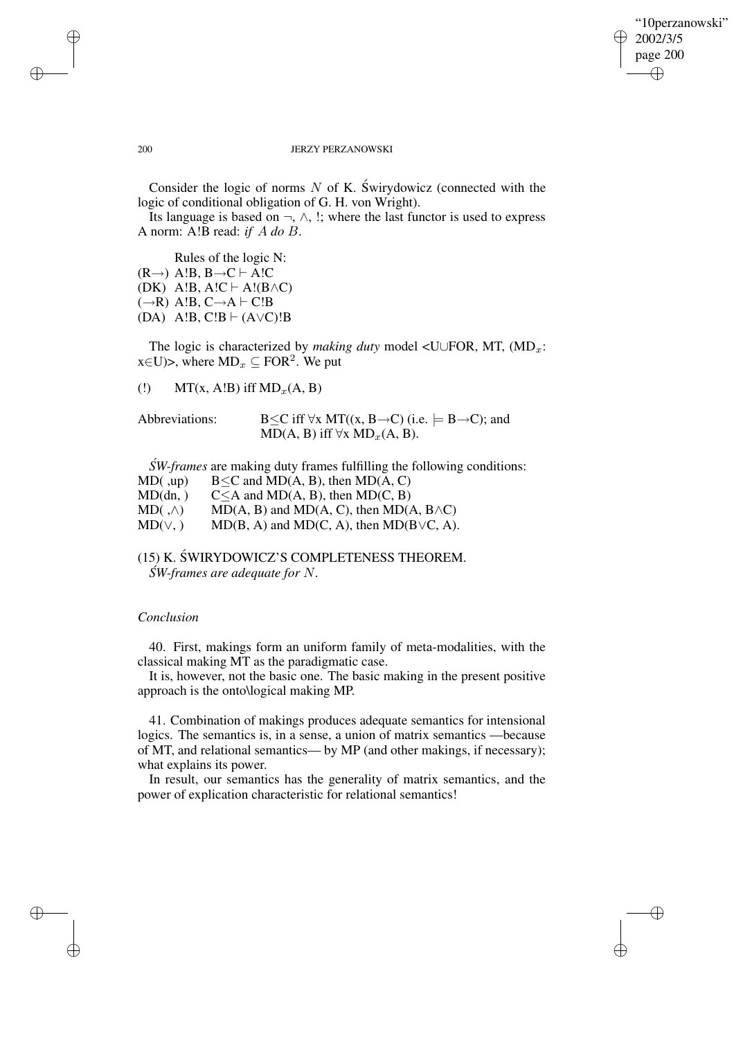Consider the logic of norms $N$ of K. Świrydowicz (connected with the logic of conditional obligation of G. H. von Wright).

Its language is based on ¬, ∧, !; where the last functor is used to express A norm: A!B read: *if A do B*.

Rules of the logic N:

(R→) A!B, B→C ⊢ A!C

(DK) A!B, A!C ⊢ A!(B∧C)

(→R) A!B, C→A ⊢ C!B

(DA) A!B, C!B ⊢ (A∨C)!B

The logic is characterized by *making duty* model <U∪FOR, MT, ($MD_x$: x∈U)>, where $MD_x \subseteq FOR^2$. We put

(!) MT(x, A!B) iff $MD_x$(A, B)

Abbreviations: B≤C iff ∀x MT((x, B→C) (i.e. ⊨ B→C); and MD(A, B) iff ∀x $MD_x$(A, B).

*ŚW-frames* are making duty frames fulfilling the following conditions:

MD( ,up) B≤C and MD(A, B), then MD(A, C)

MD(dn, ) C≤A and MD(A, B), then MD(C, B)

MD( ,∧) MD(A, B) and MD(A, C), then MD(A, B∧C)

MD(∨, ) MD(B, A) and MD(C, A), then MD(B∨C, A).

(15) K. ŚWIRYDOWICZ'S COMPLETENESS THEOREM.

*ŚW-frames are adequate for N.*

*Conclusion*

40. First, makings form an uniform family of meta-modalities, with the classical making MT as the paradigmatic case.

It is, however, not the basic one. The basic making in the present positive approach is the onto\logical making MP.

41. Combination of makings produces adequate semantics for intensional logics. The semantics is, in a sense, a union of matrix semantics —because of MT, and relational semantics— by MP (and other makings, if necessary); what explains its power.

In result, our semantics has the generality of matrix semantics, and the power of explication characteristic for relational semantics!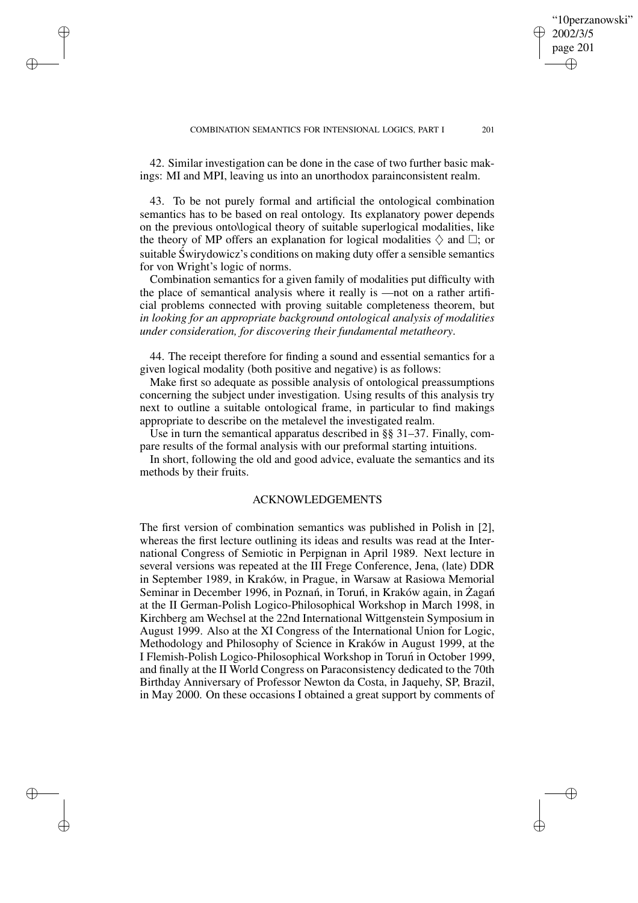42. Similar investigation can be done in the case of two further basic makings: MI and MPI, leaving us into an unorthodox parainconsistent realm.

43. To be not purely formal and artificial the ontological combination semantics has to be based on real ontology. Its explanatory power depends on the previous onto\logical theory of suitable superlogical modalities, like the theory of MP offers an explanation for logical modalities $\Diamond$ and $\Box$; or suitable Świrydowicz's conditions on making duty offer a sensible semantics for von Wright's logic of norms.

Combination semantics for a given family of modalities put difficulty with the place of semantical analysis where it really is —not on a rather artificial problems connected with proving suitable completeness theorem, but *in looking for an appropriate background ontological analysis of modalities under consideration, for discovering their fundamental metatheory*.

44. The receipt therefore for finding a sound and essential semantics for a given logical modality (both positive and negative) is as follows:

Make first so adequate as possible analysis of ontological preassumptions concerning the subject under investigation. Using results of this analysis try next to outline a suitable ontological frame, in particular to find makings appropriate to describe on the metalevel the investigated realm.

Use in turn the semantical apparatus described in §§ 31–37. Finally, compare results of the formal analysis with our preformal starting intuitions.

In short, following the old and good advice, evaluate the semantics and its methods by their fruits.

## ACKNOWLEDGEMENTS

The first version of combination semantics was published in Polish in [2], whereas the first lecture outlining its ideas and results was read at the International Congress of Semiotic in Perpignan in April 1989. Next lecture in several versions was repeated at the III Frege Conference, Jena, (late) DDR in September 1989, in Kraków, in Prague, in Warsaw at Rasiowa Memorial Seminar in December 1996, in Poznań, in Toruń, in Kraków again, in Żagań at the II German-Polish Logico-Philosophical Workshop in March 1998, in Kirchberg am Wechsel at the 22nd International Wittgenstein Symposium in August 1999. Also at the XI Congress of the International Union for Logic, Methodology and Philosophy of Science in Kraków in August 1999, at the I Flemish-Polish Logico-Philosophical Workshop in Toruń in October 1999, and finally at the II World Congress on Paraconsistency dedicated to the 70th Birthday Anniversary of Professor Newton da Costa, in Jaquehy, SP, Brazil, in May 2000. On these occasions I obtained a great support by comments of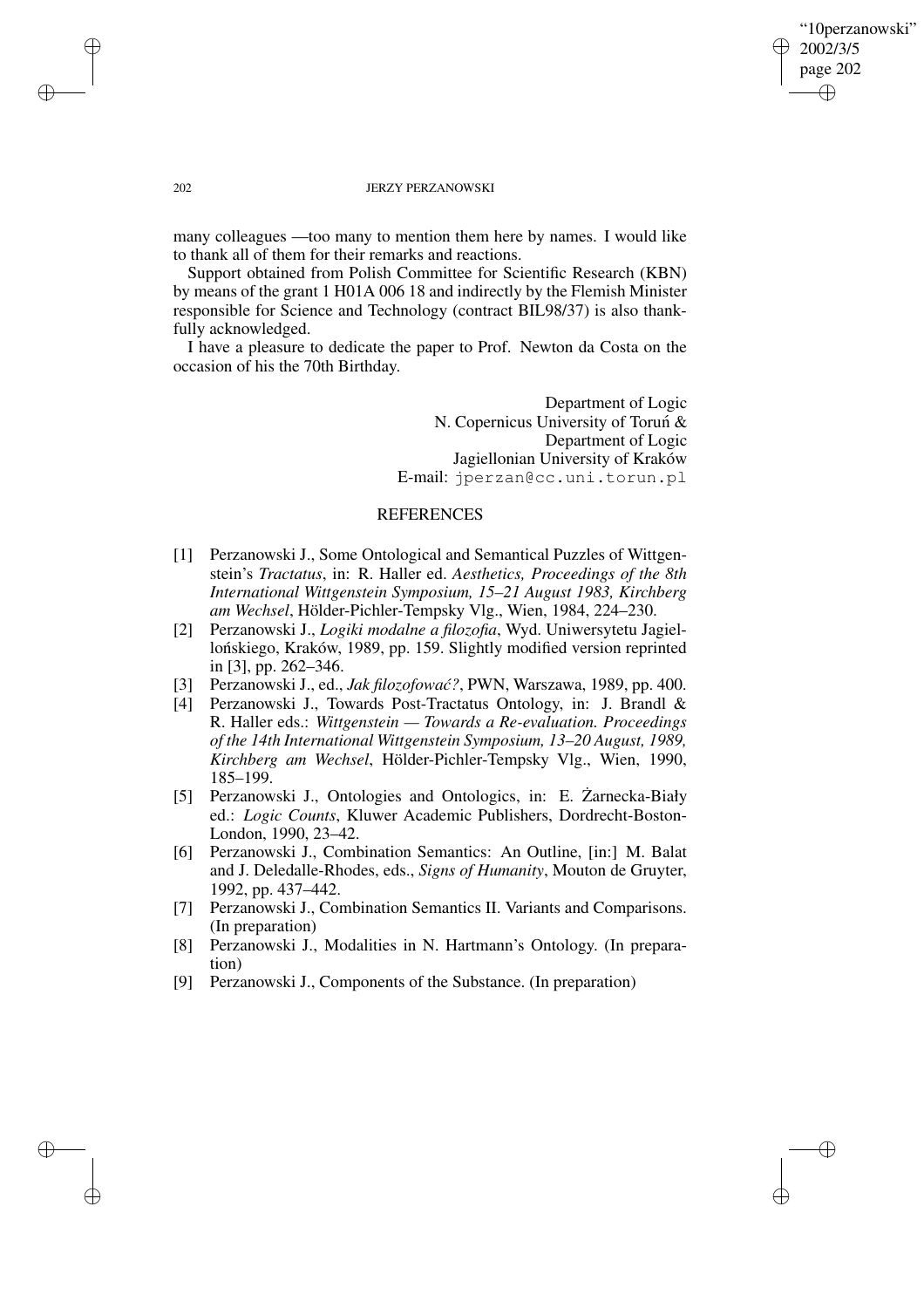many colleagues —too many to mention them here by names. I would like to thank all of them for their remarks and reactions.

Support obtained from Polish Committee for Scientific Research (KBN) by means of the grant 1 H01A 006 18 and indirectly by the Flemish Minister responsible for Science and Technology (contract BIL98/37) is also thankfully acknowledged.

I have a pleasure to dedicate the paper to Prof. Newton da Costa on the occasion of his the 70th Birthday.

Department of Logic
N. Copernicus University of Toruń &
Department of Logic
Jagiellonian University of Kraków
E-mail: jperzan@cc.uni.torun.pl

## REFERENCES

[1] Perzanowski J., Some Ontological and Semantical Puzzles of Wittgenstein's *Tractatus*, in: R. Haller ed. *Aesthetics, Proceedings of the 8th International Wittgenstein Symposium, 15–21 August 1983, Kirchberg am Wechsel*, Hölder-Pichler-Tempsky Vlg., Wien, 1984, 224–230.

[2] Perzanowski J., *Logiki modalne a filozofia*, Wyd. Uniwersytetu Jagiellońskiego, Kraków, 1989, pp. 159. Slightly modified version reprinted in [3], pp. 262–346.

[3] Perzanowski J., ed., *Jak filozofować?*, PWN, Warszawa, 1989, pp. 400.

[4] Perzanowski J., Towards Post-Tractatus Ontology, in: J. Brandl & R. Haller eds.: *Wittgenstein — Towards a Re-evaluation. Proceedings of the 14th International Wittgenstein Symposium, 13–20 August, 1989, Kirchberg am Wechsel*, Hölder-Pichler-Tempsky Vlg., Wien, 1990, 185–199.

[5] Perzanowski J., Ontologies and Ontologics, in: E. Żarnecka-Biały ed.: *Logic Counts*, Kluwer Academic Publishers, Dordrecht-Boston-London, 1990, 23–42.

[6] Perzanowski J., Combination Semantics: An Outline, [in:] M. Balat and J. Deledalle-Rhodes, eds., *Signs of Humanity*, Mouton de Gruyter, 1992, pp. 437–442.

[7] Perzanowski J., Combination Semantics II. Variants and Comparisons. (In preparation)

[8] Perzanowski J., Modalities in N. Hartmann's Ontology. (In preparation)

[9] Perzanowski J., Components of the Substance. (In preparation)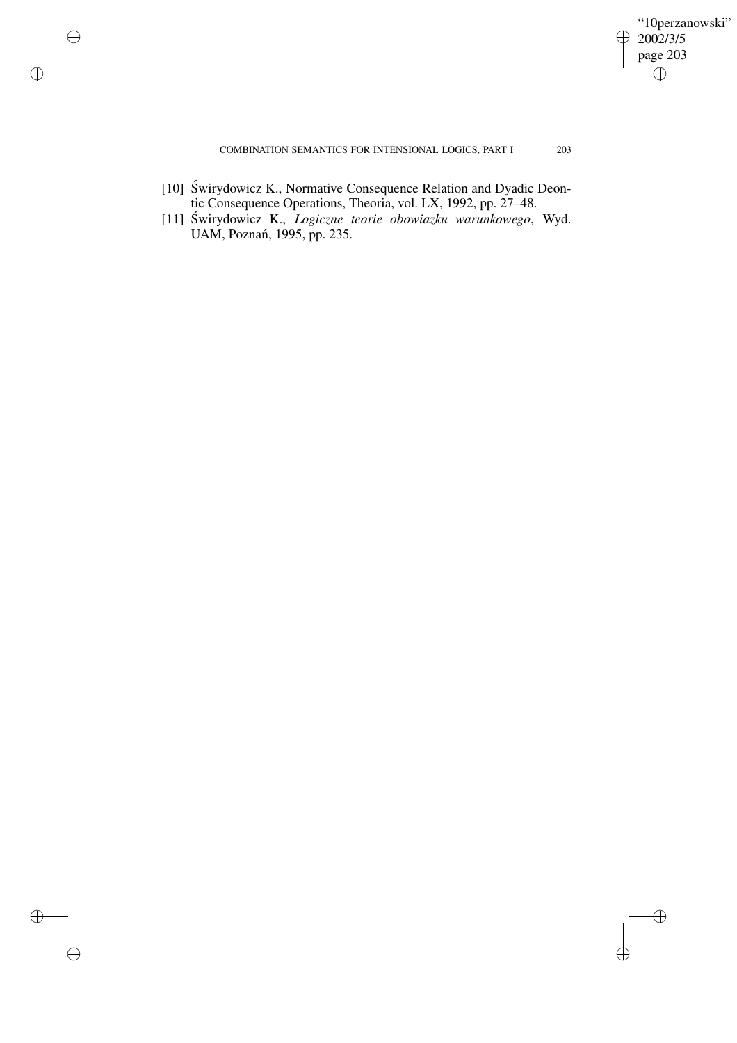[10] Świrydowicz K., Normative Consequence Relation and Dyadic Deontic Consequence Operations, Theoria, vol. LX, 1992, pp. 27–48.

[11] Świrydowicz K., *Logiczne teorie obowiazku warunkowego*, Wyd. UAM, Poznań, 1995, pp. 235.